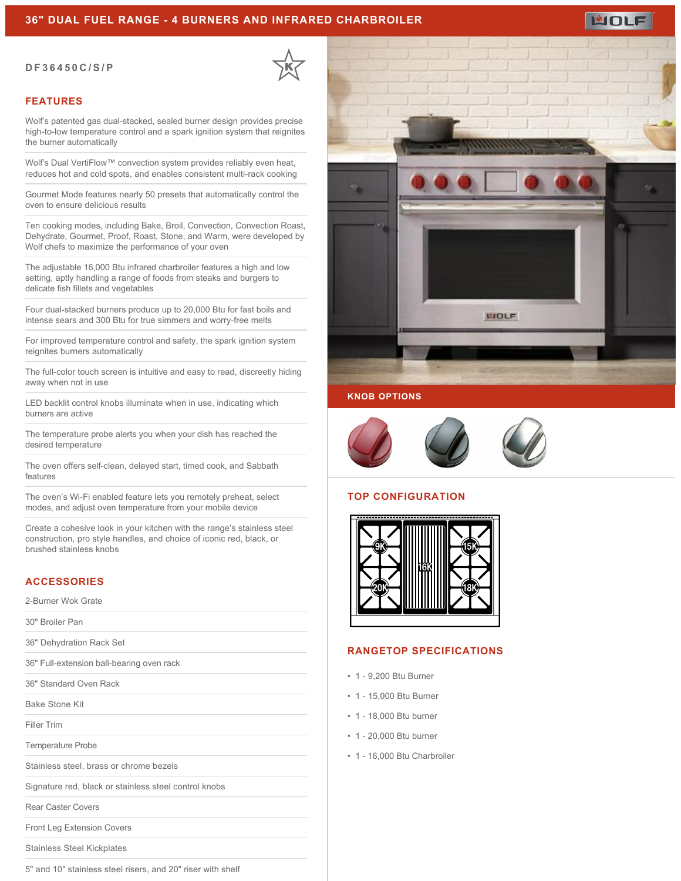# 36" DUAL FUEL RANGE - 4 BURNERS AND INFRARED CHARBROILER

DF36450C/S/P

## FEATURES

Wolf's patented gas dual-stacked, sealed burner design provides precise high-to-low temperature control and a spark ignition system that reignites the burner automatically

Wolf's Dual VertiFlow™ convection system provides reliably even heat, reduces hot and cold spots, and enables consistent multi-rack cooking

Gourmet Mode features nearly 50 presets that automatically control the oven to ensure delicious results

Ten cooking modes, including Bake, Broil, Convection, Convection Roast, Dehydrate, Gourmet, Proof, Roast, Stone, and Warm, were developed by Wolf chefs to maximize the performance of your oven

The adjustable 16,000 Btu infrared charbroiler features a high and low setting, aptly handling a range of foods from steaks and burgers to delicate fish fillets and vegetables

Four dual-stacked burners produce up to 20,000 Btu for fast boils and intense sears and 300 Btu for true simmers and worry-free melts

For improved temperature control and safety, the spark ignition system reignites burners automatically

The full-color touch screen is intuitive and easy to read, discreetly hiding away when not in use

LED backlit control knobs illuminate when in use, indicating which burners are active

The temperature probe alerts you when your dish has reached the desired temperature

The oven offers self-clean, delayed start, timed cook, and Sabbath features

The oven's Wi-Fi enabled feature lets you remotely preheat, select modes, and adjust oven temperature from your mobile device

Create a cohesive look in your kitchen with the range's stainless steel construction, pro style handles, and choice of iconic red, black, or brushed stainless knobs

## ACCESSORIES

- 2-Burner Wok Grate
- 30" Broiler Pan
- 36" Dehydration Rack Set
- 36" Full-extension ball-bearing oven rack
- 36" Standard Oven Rack
- Bake Stone Kit
- Filler Trim
- Temperature Probe
- Stainless steel, brass or chrome bezels
- Signature red, black or stainless steel control knobs
- Rear Caster Covers
- Front Leg Extension Covers
- Stainless Steel Kickplates
- 5" and 10" stainless steel risers, and 20" riser with shelf

## KNOB OPTIONS

## TOP CONFIGURATION

9K, 16K, 15K, 20K, 18K

## RANGETOP SPECIFICATIONS

- 1 - 9,200 Btu Burner
- 1 - 15,000 Btu Burner
- 1 - 18,000 Btu burner
- 1 - 20,000 Btu burner
- 1 - 16,000 Btu Charbroiler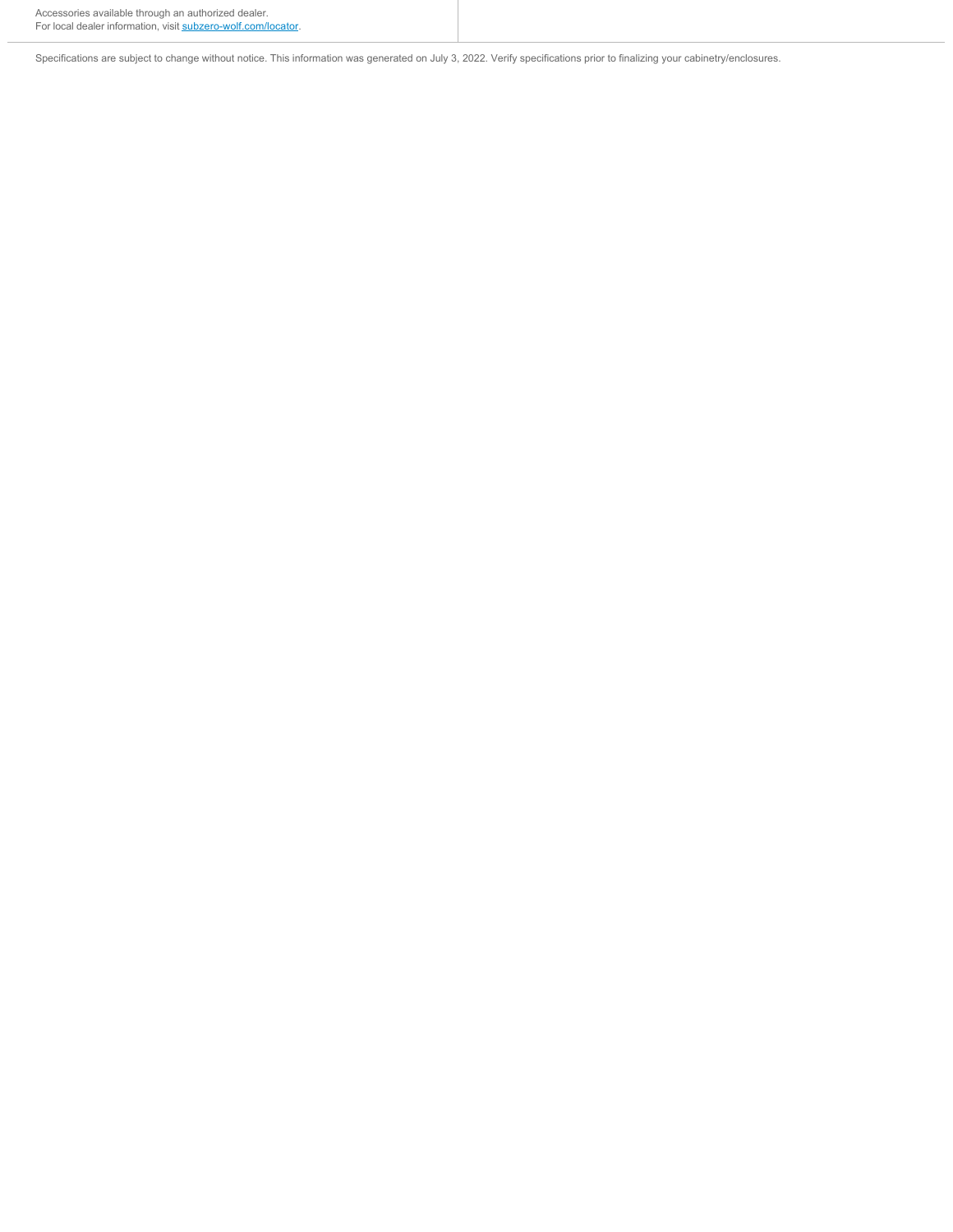Accessories available through an authorized dealer.
For local dealer information, visit [subzero-wolf.com/locator](subzero-wolf.com/locator).

Specifications are subject to change without notice. This information was generated on July 3, 2022. Verify specifications prior to finalizing your cabinetry/enclosures.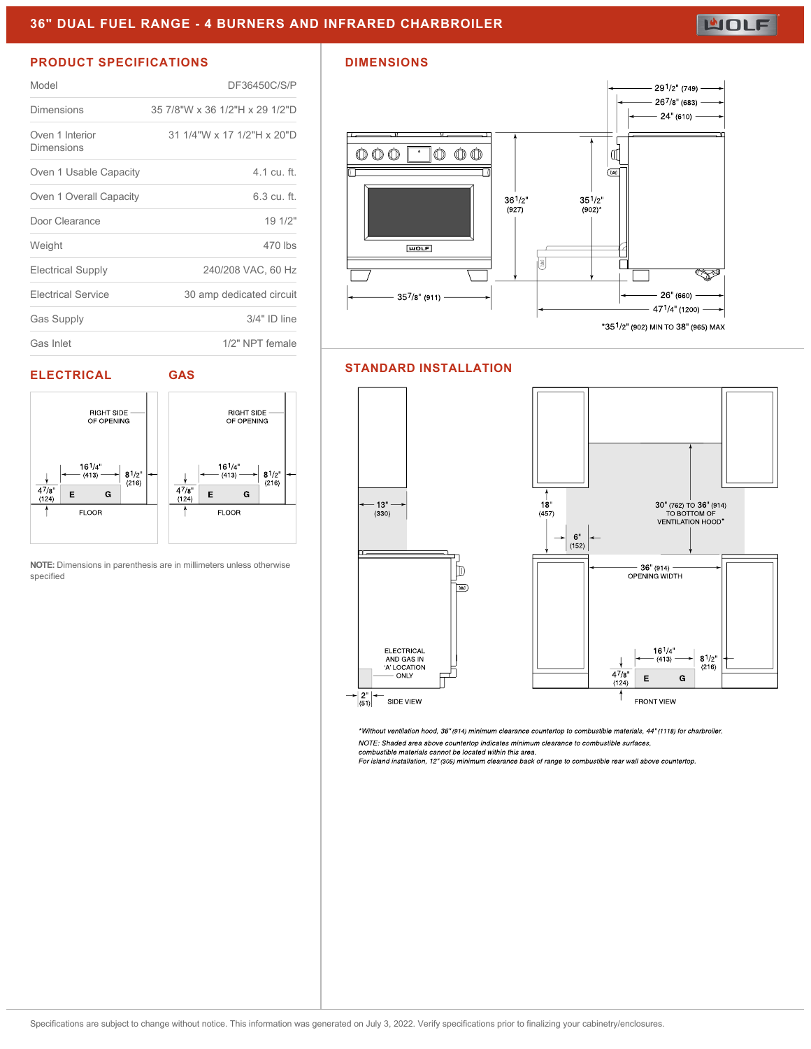# 36" DUAL FUEL RANGE - 4 BURNERS AND INFRARED CHARBROILER

## PRODUCT SPECIFICATIONS

| | |
|---|---|
| Model | DF36450C/S/P |
| Dimensions | 35 7/8"W x 36 1/2"H x 29 1/2"D |
| Oven 1 Interior Dimensions | 31 1/4"W x 17 1/2"H x 20"D |
| Oven 1 Usable Capacity | 4.1 cu. ft. |
| Oven 1 Overall Capacity | 6.3 cu. ft. |
| Door Clearance | 19 1/2" |
| Weight | 470 lbs |
| Electrical Supply | 240/208 VAC, 60 Hz |
| Electrical Service | 30 amp dedicated circuit |
| Gas Supply | 3/4" ID line |
| Gas Inlet | 1/2" NPT female |

## ELECTRICAL

RIGHT SIDE OF OPENING
16 1/4" (413)
8 1/2" (216)
4 7/8" (124)
E G
FLOOR

## GAS

RIGHT SIDE OF OPENING
16 1/4" (413)
8 1/2" (216)
4 7/8" (124)
E G
FLOOR

**NOTE:** Dimensions in parenthesis are in millimeters unless otherwise specified

## DIMENSIONS

29 1/2" (749)
26 7/8" (683)
24" (610)
36 1/2" (927)
35 1/2" (902)*
35 7/8" (911)
26" (660)
47 1/4" (1200)
*35 1/2" (902) MIN TO 38" (965) MAX

## STANDARD INSTALLATION

13" (330)
ELECTRICAL AND GAS IN 'A' LOCATION ONLY
2" (51)
SIDE VIEW

18" (457)
6" (152)
30" (762) TO 36" (914) TO BOTTOM OF VENTILATION HOOD*
36" (914) OPENING WIDTH
16 1/4" (413)
8 1/2" (216)
4 7/8" (124)
E G
FRONT VIEW

*\*Without ventilation hood, 36" (914) minimum clearance countertop to combustible materials, 44" (1118) for charbroiler.*

*NOTE: Shaded area above countertop indicates minimum clearance to combustible surfaces, combustible materials cannot be located within this area.*

*For island installation, 12" (305) minimum clearance back of range to combustible rear wall above countertop.*

Specifications are subject to change without notice. This information was generated on July 3, 2022. Verify specifications prior to finalizing your cabinetry/enclosures.